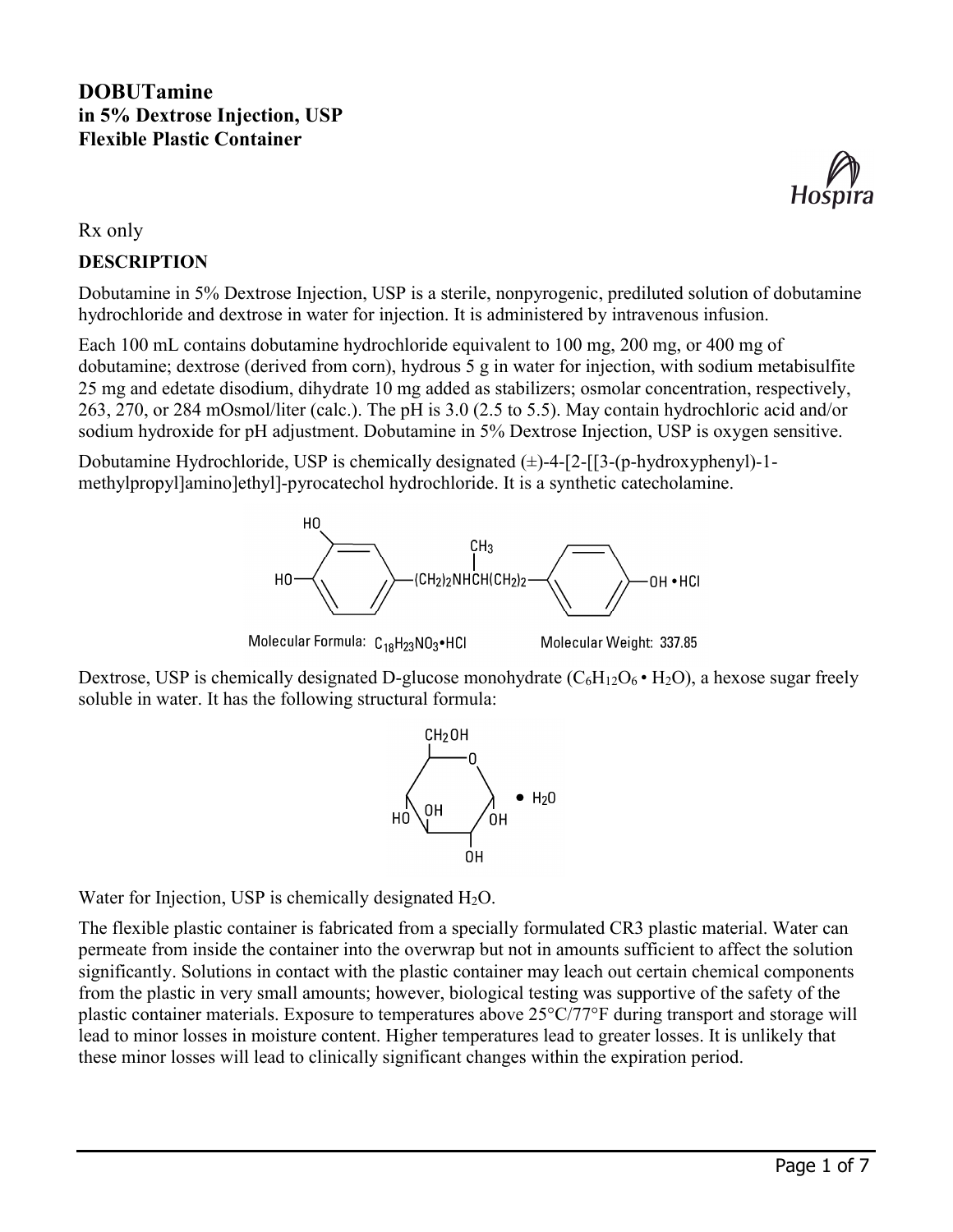# DOBUTamine

**in 5% Dextrose Injection, USP**
**Flexible Plastic Container**

Rx only

## DESCRIPTION

Dobutamine in 5% Dextrose Injection, USP is a sterile, nonpyrogenic, prediluted solution of dobutamine hydrochloride and dextrose in water for injection. It is administered by intravenous infusion.

Each 100 mL contains dobutamine hydrochloride equivalent to 100 mg, 200 mg, or 400 mg of dobutamine; dextrose (derived from corn), hydrous 5 g in water for injection, with sodium metabisulfite 25 mg and edetate disodium, dihydrate 10 mg added as stabilizers; osmolar concentration, respectively, 263, 270, or 284 mOsmol/liter (calc.). The pH is 3.0 (2.5 to 5.5). May contain hydrochloric acid and/or sodium hydroxide for pH adjustment. Dobutamine in 5% Dextrose Injection, USP is oxygen sensitive.

Dobutamine Hydrochloride, USP is chemically designated (±)-4-[2-[[3-(p-hydroxyphenyl)-1-methylpropyl]amino]ethyl]-pyrocatechol hydrochloride. It is a synthetic catecholamine.

Molecular Formula: $C_{18}H_{23}NO_3 \cdot HCl$  Molecular Weight: 337.85

Dextrose, USP is chemically designated D-glucose monohydrate ($C_6H_{12}O_6 \cdot H_2O$), a hexose sugar freely soluble in water. It has the following structural formula:

Water for Injection, USP is chemically designated $H_2O$.

The flexible plastic container is fabricated from a specially formulated CR3 plastic material. Water can permeate from inside the container into the overwrap but not in amounts sufficient to affect the solution significantly. Solutions in contact with the plastic container may leach out certain chemical components from the plastic in very small amounts; however, biological testing was supportive of the safety of the plastic container materials. Exposure to temperatures above 25°C/77°F during transport and storage will lead to minor losses in moisture content. Higher temperatures lead to greater losses. It is unlikely that these minor losses will lead to clinically significant changes within the expiration period.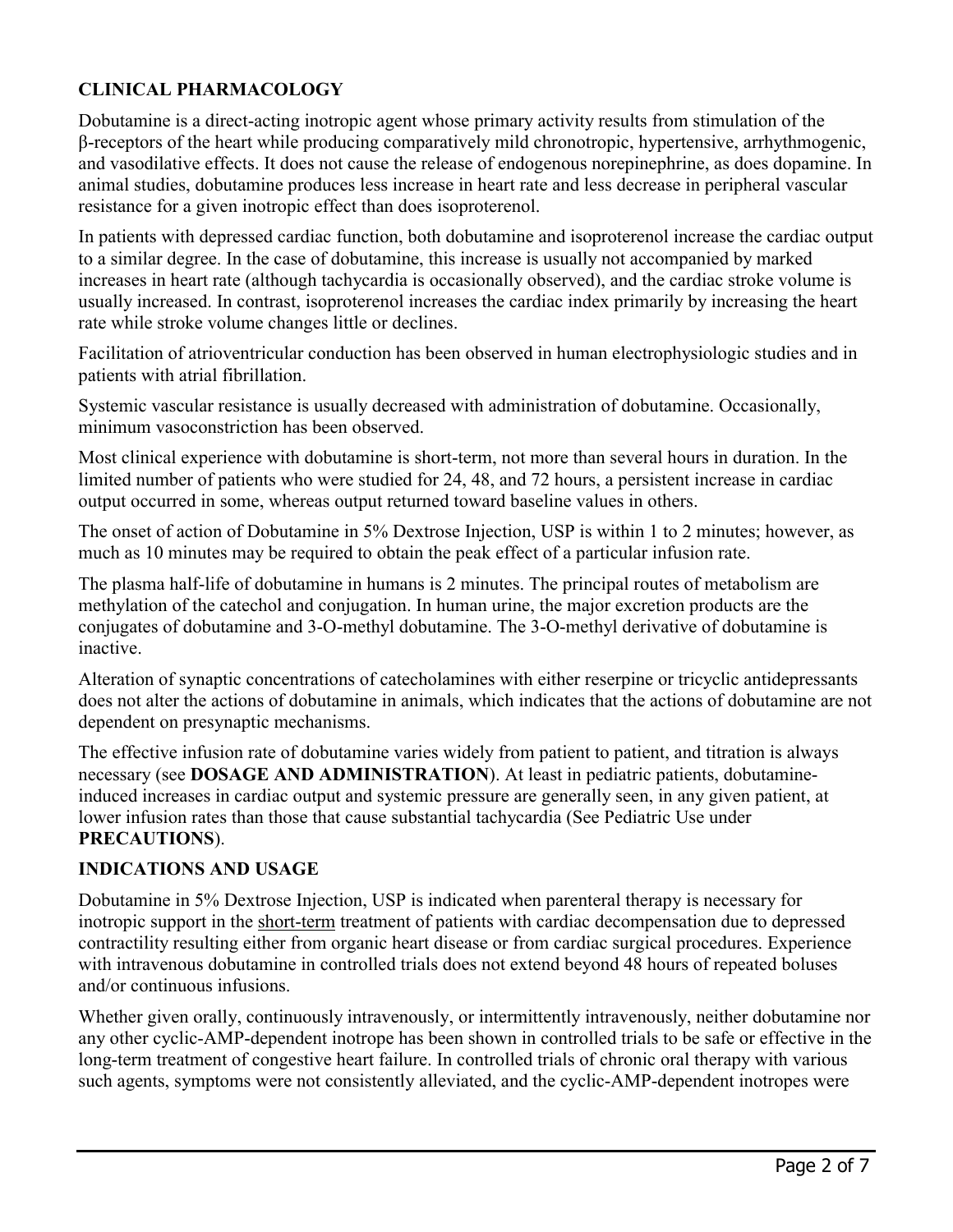## CLINICAL PHARMACOLOGY

Dobutamine is a direct-acting inotropic agent whose primary activity results from stimulation of the β-receptors of the heart while producing comparatively mild chronotropic, hypertensive, arrhythmogenic, and vasodilative effects. It does not cause the release of endogenous norepinephrine, as does dopamine. In animal studies, dobutamine produces less increase in heart rate and less decrease in peripheral vascular resistance for a given inotropic effect than does isoproterenol.

In patients with depressed cardiac function, both dobutamine and isoproterenol increase the cardiac output to a similar degree. In the case of dobutamine, this increase is usually not accompanied by marked increases in heart rate (although tachycardia is occasionally observed), and the cardiac stroke volume is usually increased. In contrast, isoproterenol increases the cardiac index primarily by increasing the heart rate while stroke volume changes little or declines.

Facilitation of atrioventricular conduction has been observed in human electrophysiologic studies and in patients with atrial fibrillation.

Systemic vascular resistance is usually decreased with administration of dobutamine. Occasionally, minimum vasoconstriction has been observed.

Most clinical experience with dobutamine is short-term, not more than several hours in duration. In the limited number of patients who were studied for 24, 48, and 72 hours, a persistent increase in cardiac output occurred in some, whereas output returned toward baseline values in others.

The onset of action of Dobutamine in 5% Dextrose Injection, USP is within 1 to 2 minutes; however, as much as 10 minutes may be required to obtain the peak effect of a particular infusion rate.

The plasma half-life of dobutamine in humans is 2 minutes. The principal routes of metabolism are methylation of the catechol and conjugation. In human urine, the major excretion products are the conjugates of dobutamine and 3-O-methyl dobutamine. The 3-O-methyl derivative of dobutamine is inactive.

Alteration of synaptic concentrations of catecholamines with either reserpine or tricyclic antidepressants does not alter the actions of dobutamine in animals, which indicates that the actions of dobutamine are not dependent on presynaptic mechanisms.

The effective infusion rate of dobutamine varies widely from patient to patient, and titration is always necessary (see **DOSAGE AND ADMINISTRATION**). At least in pediatric patients, dobutamine-induced increases in cardiac output and systemic pressure are generally seen, in any given patient, at lower infusion rates than those that cause substantial tachycardia (See Pediatric Use under **PRECAUTIONS**).

## INDICATIONS AND USAGE

Dobutamine in 5% Dextrose Injection, USP is indicated when parenteral therapy is necessary for inotropic support in the short-term treatment of patients with cardiac decompensation due to depressed contractility resulting either from organic heart disease or from cardiac surgical procedures. Experience with intravenous dobutamine in controlled trials does not extend beyond 48 hours of repeated boluses and/or continuous infusions.

Whether given orally, continuously intravenously, or intermittently intravenously, neither dobutamine nor any other cyclic-AMP-dependent inotrope has been shown in controlled trials to be safe or effective in the long-term treatment of congestive heart failure. In controlled trials of chronic oral therapy with various such agents, symptoms were not consistently alleviated, and the cyclic-AMP-dependent inotropes were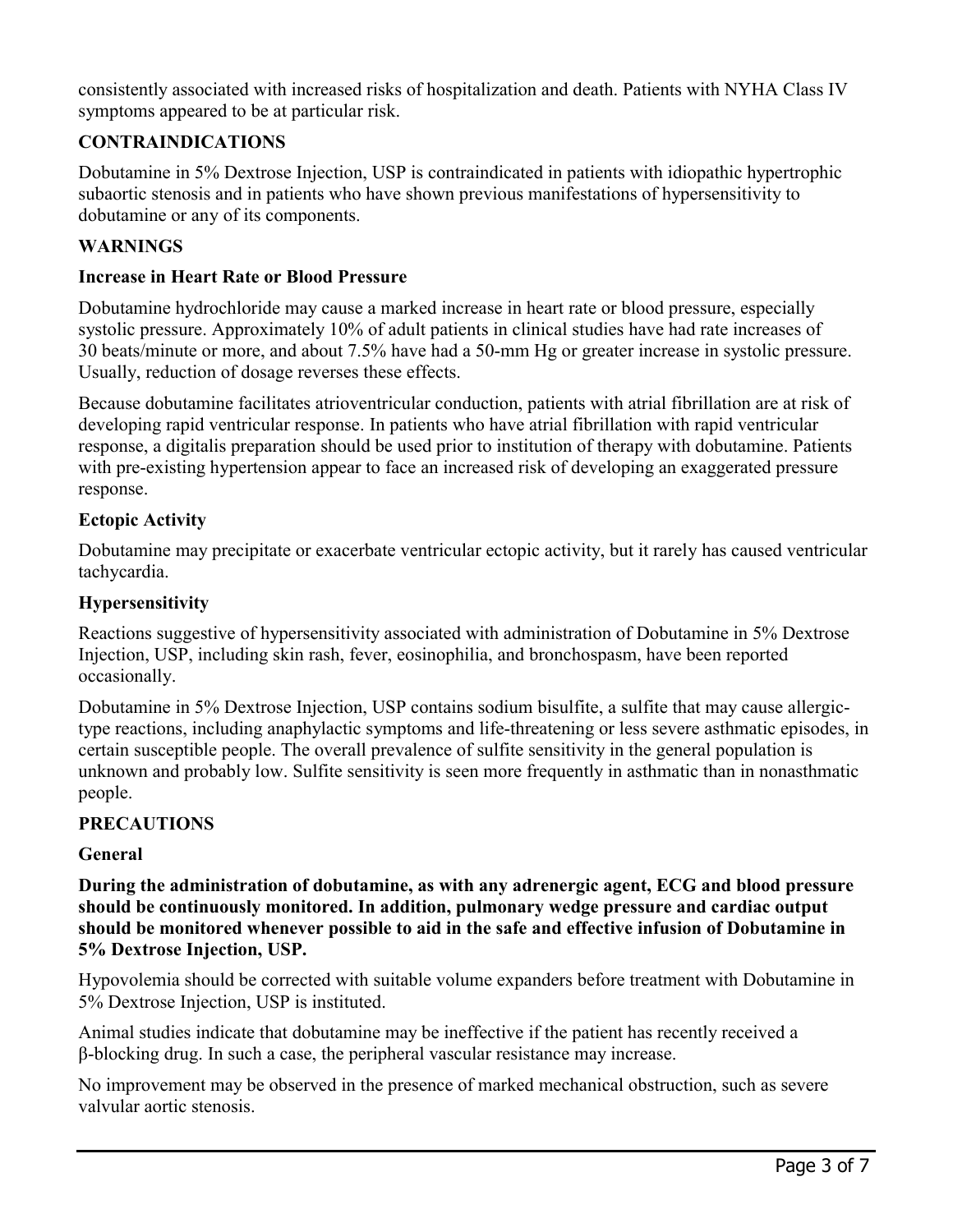consistently associated with increased risks of hospitalization and death. Patients with NYHA Class IV symptoms appeared to be at particular risk.

## CONTRAINDICATIONS

Dobutamine in 5% Dextrose Injection, USP is contraindicated in patients with idiopathic hypertrophic subaortic stenosis and in patients who have shown previous manifestations of hypersensitivity to dobutamine or any of its components.

## WARNINGS

### Increase in Heart Rate or Blood Pressure

Dobutamine hydrochloride may cause a marked increase in heart rate or blood pressure, especially systolic pressure. Approximately 10% of adult patients in clinical studies have had rate increases of 30 beats/minute or more, and about 7.5% have had a 50-mm Hg or greater increase in systolic pressure. Usually, reduction of dosage reverses these effects.

Because dobutamine facilitates atrioventricular conduction, patients with atrial fibrillation are at risk of developing rapid ventricular response. In patients who have atrial fibrillation with rapid ventricular response, a digitalis preparation should be used prior to institution of therapy with dobutamine. Patients with pre-existing hypertension appear to face an increased risk of developing an exaggerated pressure response.

### Ectopic Activity

Dobutamine may precipitate or exacerbate ventricular ectopic activity, but it rarely has caused ventricular tachycardia.

### Hypersensitivity

Reactions suggestive of hypersensitivity associated with administration of Dobutamine in 5% Dextrose Injection, USP, including skin rash, fever, eosinophilia, and bronchospasm, have been reported occasionally.

Dobutamine in 5% Dextrose Injection, USP contains sodium bisulfite, a sulfite that may cause allergic-type reactions, including anaphylactic symptoms and life-threatening or less severe asthmatic episodes, in certain susceptible people. The overall prevalence of sulfite sensitivity in the general population is unknown and probably low. Sulfite sensitivity is seen more frequently in asthmatic than in nonasthmatic people.

## PRECAUTIONS

### General

**During the administration of dobutamine, as with any adrenergic agent, ECG and blood pressure should be continuously monitored. In addition, pulmonary wedge pressure and cardiac output should be monitored whenever possible to aid in the safe and effective infusion of Dobutamine in 5% Dextrose Injection, USP.**

Hypovolemia should be corrected with suitable volume expanders before treatment with Dobutamine in 5% Dextrose Injection, USP is instituted.

Animal studies indicate that dobutamine may be ineffective if the patient has recently received a β-blocking drug. In such a case, the peripheral vascular resistance may increase.

No improvement may be observed in the presence of marked mechanical obstruction, such as severe valvular aortic stenosis.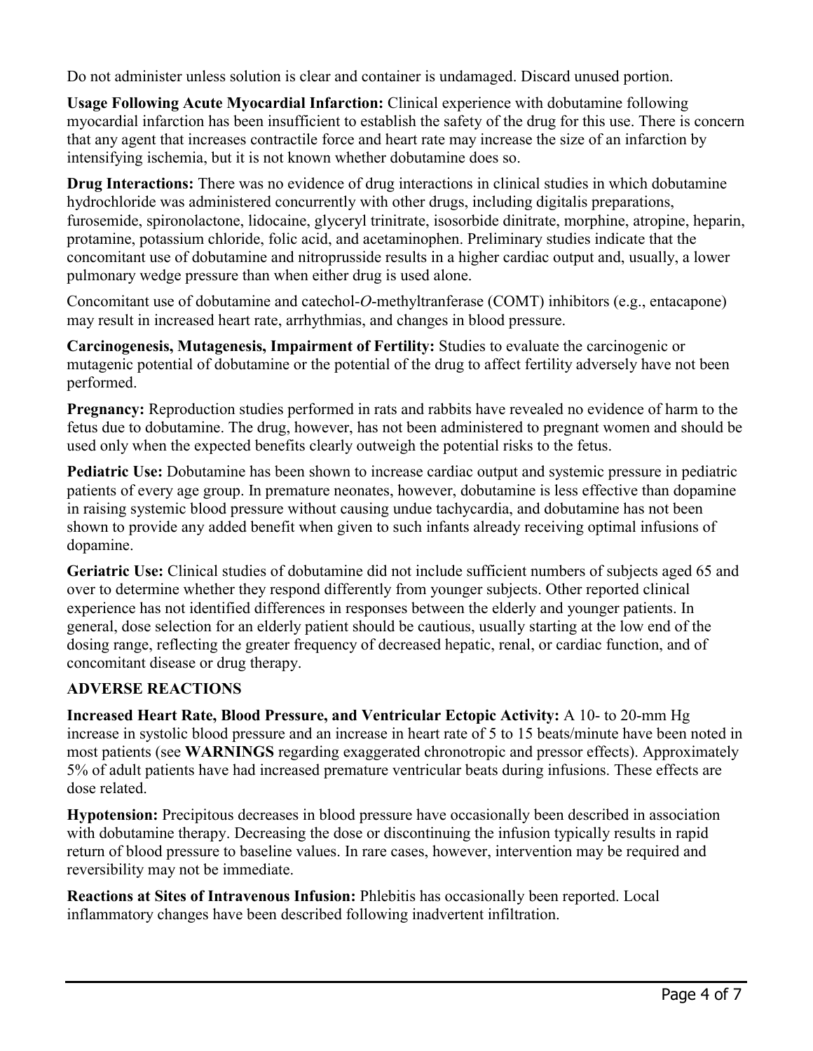Do not administer unless solution is clear and container is undamaged. Discard unused portion.

**Usage Following Acute Myocardial Infarction:** Clinical experience with dobutamine following myocardial infarction has been insufficient to establish the safety of the drug for this use. There is concern that any agent that increases contractile force and heart rate may increase the size of an infarction by intensifying ischemia, but it is not known whether dobutamine does so.

**Drug Interactions:** There was no evidence of drug interactions in clinical studies in which dobutamine hydrochloride was administered concurrently with other drugs, including digitalis preparations, furosemide, spironolactone, lidocaine, glyceryl trinitrate, isosorbide dinitrate, morphine, atropine, heparin, protamine, potassium chloride, folic acid, and acetaminophen. Preliminary studies indicate that the concomitant use of dobutamine and nitroprusside results in a higher cardiac output and, usually, a lower pulmonary wedge pressure than when either drug is used alone.

Concomitant use of dobutamine and catechol-*O*-methyltranferase (COMT) inhibitors (e.g., entacapone) may result in increased heart rate, arrhythmias, and changes in blood pressure.

**Carcinogenesis, Mutagenesis, Impairment of Fertility:** Studies to evaluate the carcinogenic or mutagenic potential of dobutamine or the potential of the drug to affect fertility adversely have not been performed.

**Pregnancy:** Reproduction studies performed in rats and rabbits have revealed no evidence of harm to the fetus due to dobutamine. The drug, however, has not been administered to pregnant women and should be used only when the expected benefits clearly outweigh the potential risks to the fetus.

**Pediatric Use:** Dobutamine has been shown to increase cardiac output and systemic pressure in pediatric patients of every age group. In premature neonates, however, dobutamine is less effective than dopamine in raising systemic blood pressure without causing undue tachycardia, and dobutamine has not been shown to provide any added benefit when given to such infants already receiving optimal infusions of dopamine.

**Geriatric Use:** Clinical studies of dobutamine did not include sufficient numbers of subjects aged 65 and over to determine whether they respond differently from younger subjects. Other reported clinical experience has not identified differences in responses between the elderly and younger patients. In general, dose selection for an elderly patient should be cautious, usually starting at the low end of the dosing range, reflecting the greater frequency of decreased hepatic, renal, or cardiac function, and of concomitant disease or drug therapy.

## ADVERSE REACTIONS

**Increased Heart Rate, Blood Pressure, and Ventricular Ectopic Activity:** A 10- to 20-mm Hg increase in systolic blood pressure and an increase in heart rate of 5 to 15 beats/minute have been noted in most patients (see **WARNINGS** regarding exaggerated chronotropic and pressor effects). Approximately 5% of adult patients have had increased premature ventricular beats during infusions. These effects are dose related.

**Hypotension:** Precipitous decreases in blood pressure have occasionally been described in association with dobutamine therapy. Decreasing the dose or discontinuing the infusion typically results in rapid return of blood pressure to baseline values. In rare cases, however, intervention may be required and reversibility may not be immediate.

**Reactions at Sites of Intravenous Infusion:** Phlebitis has occasionally been reported. Local inflammatory changes have been described following inadvertent infiltration.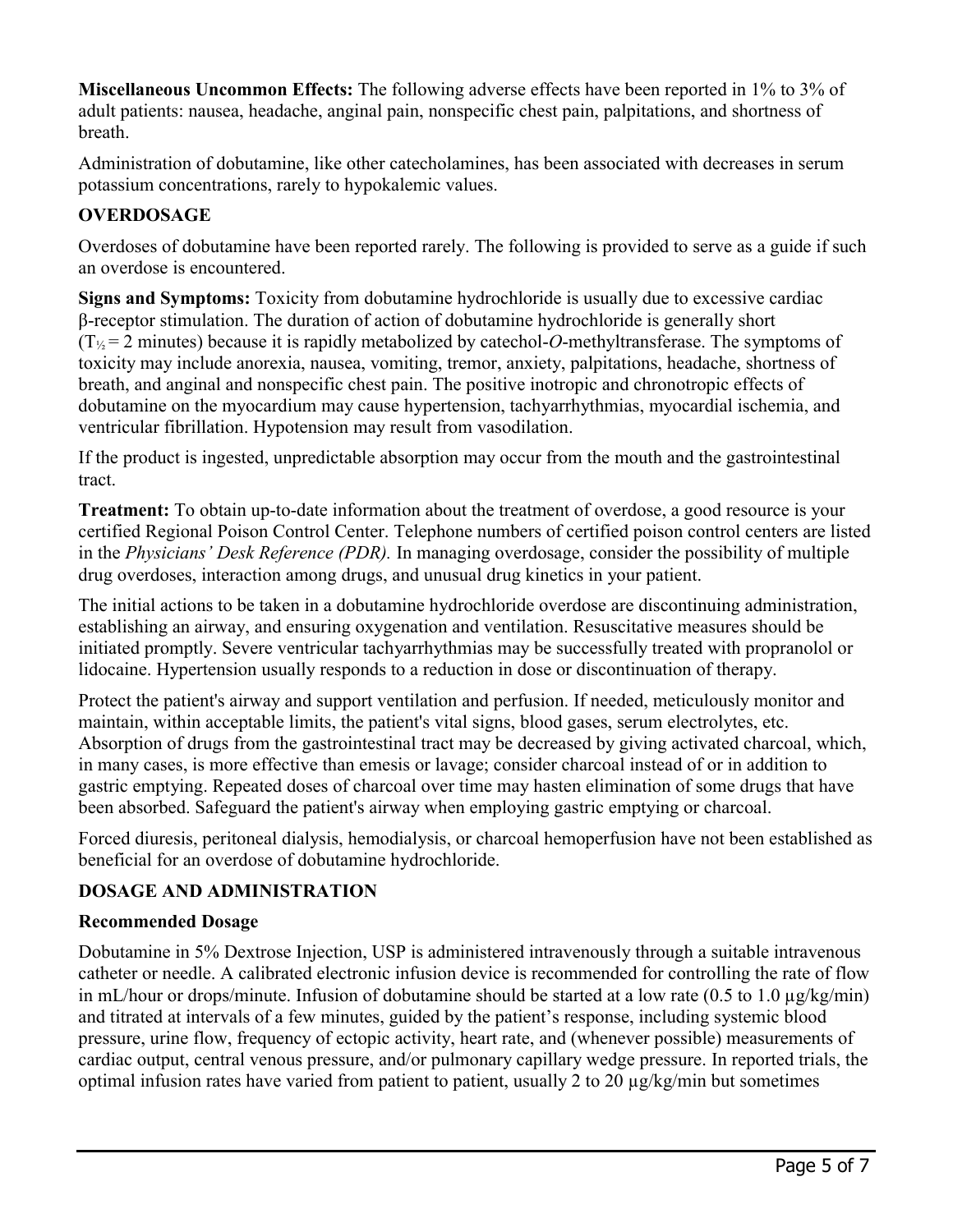**Miscellaneous Uncommon Effects:** The following adverse effects have been reported in 1% to 3% of adult patients: nausea, headache, anginal pain, nonspecific chest pain, palpitations, and shortness of breath.

Administration of dobutamine, like other catecholamines, has been associated with decreases in serum potassium concentrations, rarely to hypokalemic values.

## OVERDOSAGE

Overdoses of dobutamine have been reported rarely. The following is provided to serve as a guide if such an overdose is encountered.

**Signs and Symptoms:** Toxicity from dobutamine hydrochloride is usually due to excessive cardiac β-receptor stimulation. The duration of action of dobutamine hydrochloride is generally short ($T_{½}$ = 2 minutes) because it is rapidly metabolized by catechol-*O*-methyltransferase. The symptoms of toxicity may include anorexia, nausea, vomiting, tremor, anxiety, palpitations, headache, shortness of breath, and anginal and nonspecific chest pain. The positive inotropic and chronotropic effects of dobutamine on the myocardium may cause hypertension, tachyarrhythmias, myocardial ischemia, and ventricular fibrillation. Hypotension may result from vasodilation.

If the product is ingested, unpredictable absorption may occur from the mouth and the gastrointestinal tract.

**Treatment:** To obtain up-to-date information about the treatment of overdose, a good resource is your certified Regional Poison Control Center. Telephone numbers of certified poison control centers are listed in the *Physicians' Desk Reference (PDR).* In managing overdosage, consider the possibility of multiple drug overdoses, interaction among drugs, and unusual drug kinetics in your patient.

The initial actions to be taken in a dobutamine hydrochloride overdose are discontinuing administration, establishing an airway, and ensuring oxygenation and ventilation. Resuscitative measures should be initiated promptly. Severe ventricular tachyarrhythmias may be successfully treated with propranolol or lidocaine. Hypertension usually responds to a reduction in dose or discontinuation of therapy.

Protect the patient's airway and support ventilation and perfusion. If needed, meticulously monitor and maintain, within acceptable limits, the patient's vital signs, blood gases, serum electrolytes, etc. Absorption of drugs from the gastrointestinal tract may be decreased by giving activated charcoal, which, in many cases, is more effective than emesis or lavage; consider charcoal instead of or in addition to gastric emptying. Repeated doses of charcoal over time may hasten elimination of some drugs that have been absorbed. Safeguard the patient's airway when employing gastric emptying or charcoal.

Forced diuresis, peritoneal dialysis, hemodialysis, or charcoal hemoperfusion have not been established as beneficial for an overdose of dobutamine hydrochloride.

## DOSAGE AND ADMINISTRATION

### Recommended Dosage

Dobutamine in 5% Dextrose Injection, USP is administered intravenously through a suitable intravenous catheter or needle. A calibrated electronic infusion device is recommended for controlling the rate of flow in mL/hour or drops/minute. Infusion of dobutamine should be started at a low rate (0.5 to 1.0 µg/kg/min) and titrated at intervals of a few minutes, guided by the patient's response, including systemic blood pressure, urine flow, frequency of ectopic activity, heart rate, and (whenever possible) measurements of cardiac output, central venous pressure, and/or pulmonary capillary wedge pressure. In reported trials, the optimal infusion rates have varied from patient to patient, usually 2 to 20 µg/kg/min but sometimes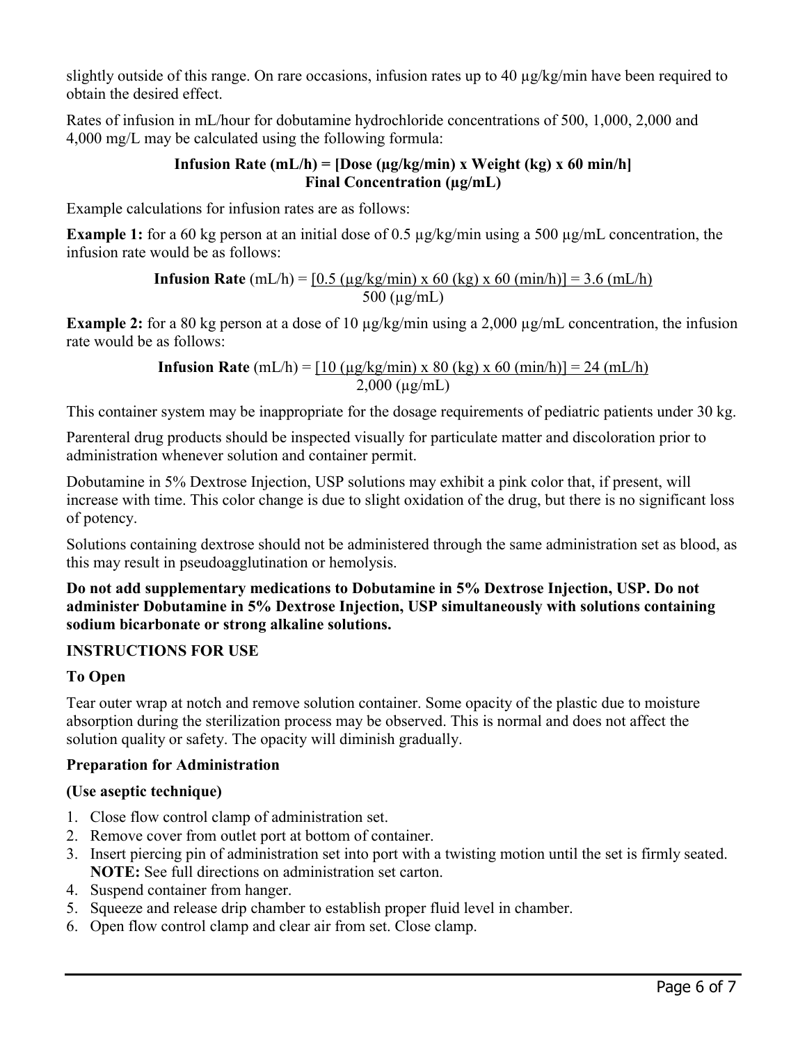slightly outside of this range. On rare occasions, infusion rates up to 40 µg/kg/min have been required to obtain the desired effect.

Rates of infusion in mL/hour for dobutamine hydrochloride concentrations of 500, 1,000, 2,000 and 4,000 mg/L may be calculated using the following formula:

$$\textbf{Infusion Rate (mL/h)} = \frac{\textbf{[Dose (µg/kg/min) x Weight (kg) x 60 min/h]}}{\textbf{Final Concentration (µg/mL)}}$$

Example calculations for infusion rates are as follows:

**Example 1:** for a 60 kg person at an initial dose of 0.5 µg/kg/min using a 500 µg/mL concentration, the infusion rate would be as follows:

$$\textbf{Infusion Rate}\text{ (mL/h)} = \frac{[0.5\text{ (µg/kg/min) x 60 (kg) x 60 (min/h)}]}{500\text{ (µg/mL)}} = 3.6\text{ (mL/h)}$$

**Example 2:** for a 80 kg person at a dose of 10 µg/kg/min using a 2,000 µg/mL concentration, the infusion rate would be as follows:

$$\textbf{Infusion Rate}\text{ (mL/h)} = \frac{[10\text{ (µg/kg/min) x 80 (kg) x 60 (min/h)}]}{2{,}000\text{ (µg/mL)}} = 24\text{ (mL/h)}$$

This container system may be inappropriate for the dosage requirements of pediatric patients under 30 kg.

Parenteral drug products should be inspected visually for particulate matter and discoloration prior to administration whenever solution and container permit.

Dobutamine in 5% Dextrose Injection, USP solutions may exhibit a pink color that, if present, will increase with time. This color change is due to slight oxidation of the drug, but there is no significant loss of potency.

Solutions containing dextrose should not be administered through the same administration set as blood, as this may result in pseudoagglutination or hemolysis.

**Do not add supplementary medications to Dobutamine in 5% Dextrose Injection, USP. Do not administer Dobutamine in 5% Dextrose Injection, USP simultaneously with solutions containing sodium bicarbonate or strong alkaline solutions.**

## INSTRUCTIONS FOR USE

### To Open

Tear outer wrap at notch and remove solution container. Some opacity of the plastic due to moisture absorption during the sterilization process may be observed. This is normal and does not affect the solution quality or safety. The opacity will diminish gradually.

### Preparation for Administration

**(Use aseptic technique)**

1. Close flow control clamp of administration set.
2. Remove cover from outlet port at bottom of container.
3. Insert piercing pin of administration set into port with a twisting motion until the set is firmly seated. **NOTE:** See full directions on administration set carton.
4. Suspend container from hanger.
5. Squeeze and release drip chamber to establish proper fluid level in chamber.
6. Open flow control clamp and clear air from set. Close clamp.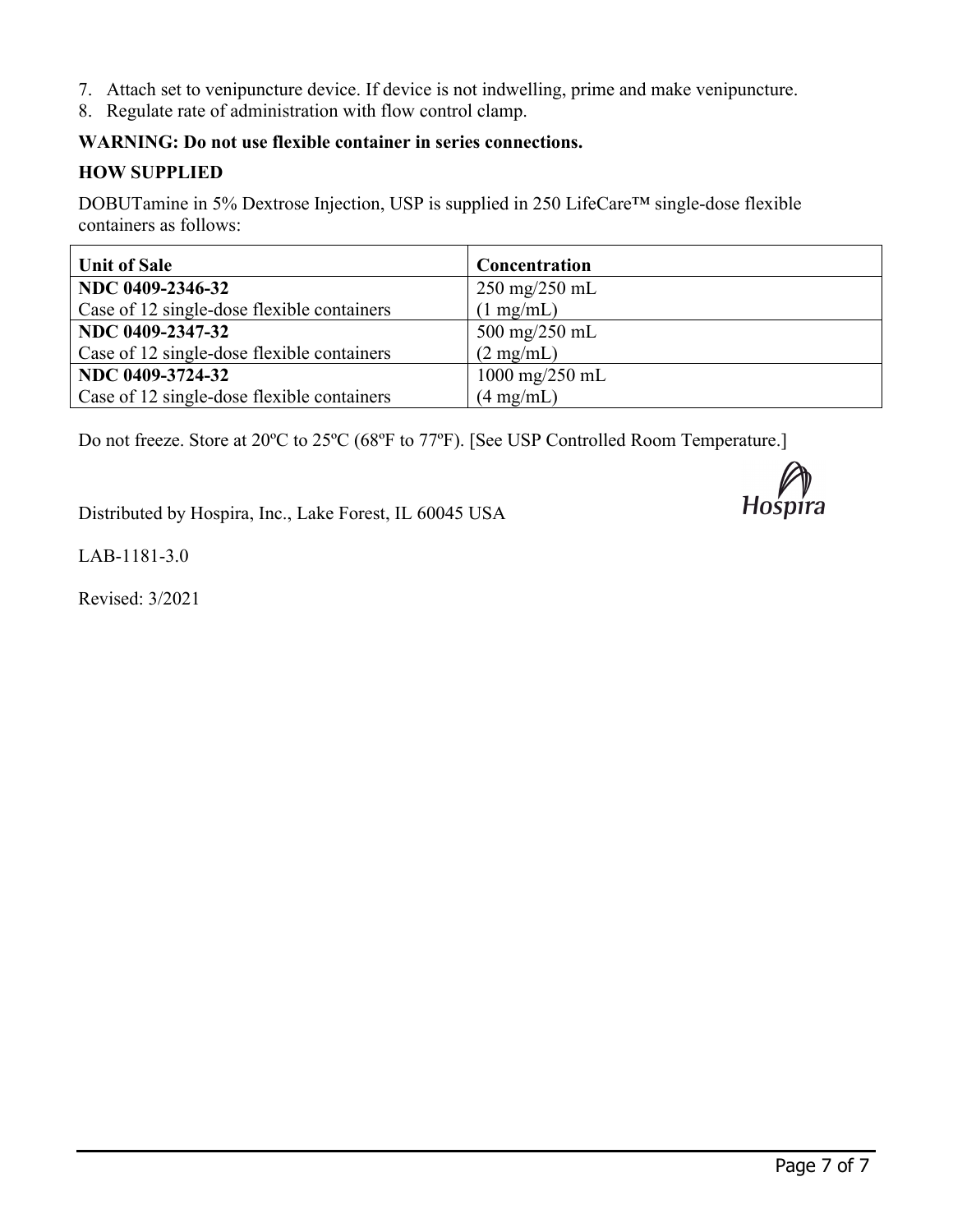7. Attach set to venipuncture device. If device is not indwelling, prime and make venipuncture.
8. Regulate rate of administration with flow control clamp.

**WARNING: Do not use flexible container in series connections.**

**HOW SUPPLIED**

DOBUTamine in 5% Dextrose Injection, USP is supplied in 250 LifeCare™ single-dose flexible containers as follows:

| Unit of Sale | Concentration |
|---|---|
| **NDC 0409-2346-32**<br>Case of 12 single-dose flexible containers | 250 mg/250 mL<br>(1 mg/mL) |
| **NDC 0409-2347-32**<br>Case of 12 single-dose flexible containers | 500 mg/250 mL<br>(2 mg/mL) |
| **NDC 0409-3724-32**<br>Case of 12 single-dose flexible containers | 1000 mg/250 mL<br>(4 mg/mL) |

Do not freeze. Store at 20ºC to 25ºC (68ºF to 77ºF). [See USP Controlled Room Temperature.]

Distributed by Hospira, Inc., Lake Forest, IL 60045 USA

Hospira

LAB-1181-3.0

Revised: 3/2021